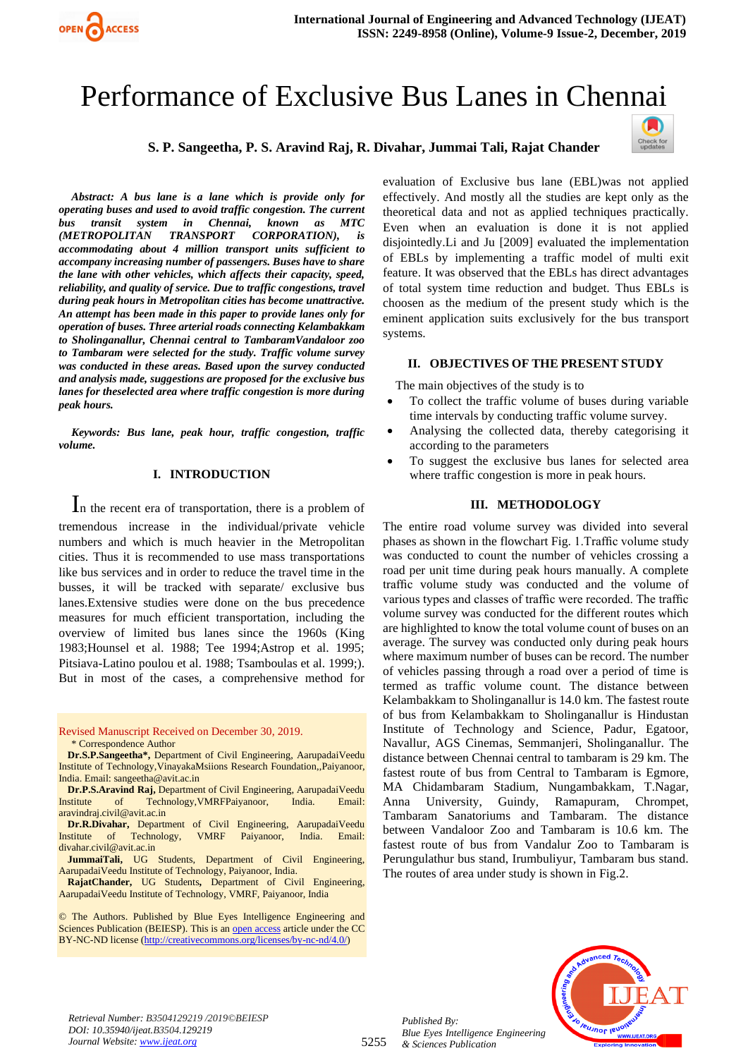# Performance of Exclusive Bus Lanes in Chennai

**S. P. Sangeetha, P. S. Aravind Raj, R. Divahar, Jummai Tali, Rajat Chander**

***Abstract: A bus lane is a lane which is provide only for operating buses and used to avoid traffic congestion. The current bus transit system in Chennai, known as MTC (METROPOLITAN TRANSPORT CORPORATION), is accommodating about 4 million transport units sufficient to accompany increasing number of passengers. Buses have to share the lane with other vehicles, which affects their capacity, speed, reliability, and quality of service. Due to traffic congestions, travel during peak hours in Metropolitan cities has become unattractive. An attempt has been made in this paper to provide lanes only for operation of buses. Three arterial roads connecting Kelambakkam to Sholinganallur, Chennai central to TambaramVandaloor zoo to Tambaram were selected for the study. Traffic volume survey was conducted in these areas. Based upon the survey conducted and analysis made, suggestions are proposed for the exclusive bus lanes for theselected area where traffic congestion is more during peak hours.***

***Keywords: Bus lane, peak hour, traffic congestion, traffic volume.***

## I. INTRODUCTION

In the recent era of transportation, there is a problem of tremendous increase in the individual/private vehicle numbers and which is much heavier in the Metropolitan cities. Thus it is recommended to use mass transportations like bus services and in order to reduce the travel time in the busses, it will be tracked with separate/ exclusive bus lanes.Extensive studies were done on the bus precedence measures for much efficient transportation, including the overview of limited bus lanes since the 1960s (King 1983;Hounsel et al. 1988; Tee 1994;Astrop et al. 1995; Pitsiava-Latino poulou et al. 1988; Tsamboulas et al. 1999;). But in most of the cases, a comprehensive method for evaluation of Exclusive bus lane (EBL)was not applied effectively. And mostly all the studies are kept only as the theoretical data and not as applied techniques practically. Even when an evaluation is done it is not applied disjointedly.Li and Ju [2009] evaluated the implementation of EBLs by implementing a traffic model of multi exit feature. It was observed that the EBLs has direct advantages of total system time reduction and budget. Thus EBLs is choosen as the medium of the present study which is the eminent application suits exclusively for the bus transport systems.

Revised Manuscript Received on December 30, 2019.

\* Correspondence Author

**Dr.S.P.Sangeetha\***, Department of Civil Engineering, AarupadaiVeedu Institute of Technology,VinayakaMsiions Research Foundation,,Paiyanoor, India. Email: sangeetha@avit.ac.in

**Dr.P.S.Aravind Raj,** Department of Civil Engineering, AarupadaiVeedu Institute of Technology,VMRFPaiyanoor, India. Email: aravindraj.civil@avit.ac.in

**Dr.R.Divahar,** Department of Civil Engineering, AarupadaiVeedu Institute of Technology, VMRF Paiyanoor, India. Email: divahar.civil@avit.ac.in

**JummaiTali,** UG Students, Department of Civil Engineering, AarupadaiVeedu Institute of Technology, Paiyanoor, India.

**RajatChander,** UG Students**,** Department of Civil Engineering, AarupadaiVeedu Institute of Technology, VMRF, Paiyanoor, India

© The Authors. Published by Blue Eyes Intelligence Engineering and Sciences Publication (BEIESP). This is an open access article under the CC BY-NC-ND license (http://creativecommons.org/licenses/by-nc-nd/4.0/)

## II. OBJECTIVES OF THE PRESENT STUDY

The main objectives of the study is to

- To collect the traffic volume of buses during variable time intervals by conducting traffic volume survey.
- Analysing the collected data, thereby categorising it according to the parameters
- To suggest the exclusive bus lanes for selected area where traffic congestion is more in peak hours.

## III. METHODOLOGY

The entire road volume survey was divided into several phases as shown in the flowchart Fig. 1.Traffic volume study was conducted to count the number of vehicles crossing a road per unit time during peak hours manually. A complete traffic volume study was conducted and the volume of various types and classes of traffic were recorded. The traffic volume survey was conducted for the different routes which are highlighted to know the total volume count of buses on an average. The survey was conducted only during peak hours where maximum number of buses can be record. The number of vehicles passing through a road over a period of time is termed as traffic volume count. The distance between Kelambakkam to Sholinganallur is 14.0 km. The fastest route of bus from Kelambakkam to Sholinganallur is Hindustan Institute of Technology and Science, Padur, Egatoor, Navallur, AGS Cinemas, Semmanjeri, Sholinganallur. The distance between Chennai central to tambaram is 29 km. The fastest route of bus from Central to Tambaram is Egmore, MA Chidambaram Stadium, Nungambakkam, T.Nagar, Anna University, Guindy, Ramapuram, Chrompet, Tambaram Sanatoriums and Tambaram. The distance between Vandaloor Zoo and Tambaram is 10.6 km. The fastest route of bus from Vandalur Zoo to Tambaram is Perungulathur bus stand, Irumbuliyur, Tambaram bus stand. The routes of area under study is shown in Fig.2.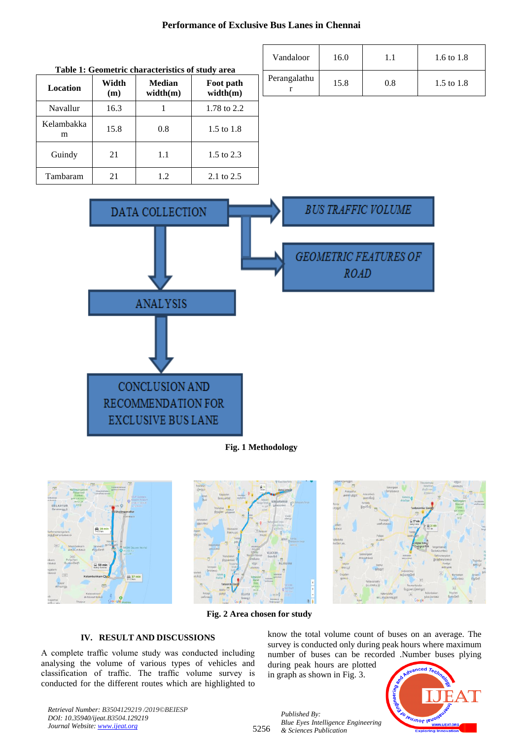Table 1: Geometric characteristics of study area

| Location | Width (m) | Median width(m) | Foot path width(m) |
|---|---|---|---|
| Navallur | 16.3 | 1 | 1.78 to 2.2 |
| Kelambakkam | 15.8 | 0.8 | 1.5 to 1.8 |
| Guindy | 21 | 1.1 | 1.5 to 2.3 |
| Tambaram | 21 | 1.2 | 2.1 to 2.5 |
| Vandaloor | 16.0 | 1.1 | 1.6 to 1.8 |
| Perangalathur | 15.8 | 0.8 | 1.5 to 1.8 |

Fig. 1 Methodology

Fig. 2 Area chosen for study

## IV. RESULT AND DISCUSSIONS

A complete traffic volume study was conducted including analysing the volume of various types of vehicles and classification of traffic. The traffic volume survey is conducted for the different routes which are highlighted to know the total volume count of buses on an average. The survey is conducted only during peak hours where maximum number of buses can be recorded .Number buses plying during peak hours are plotted in graph as shown in Fig. 3.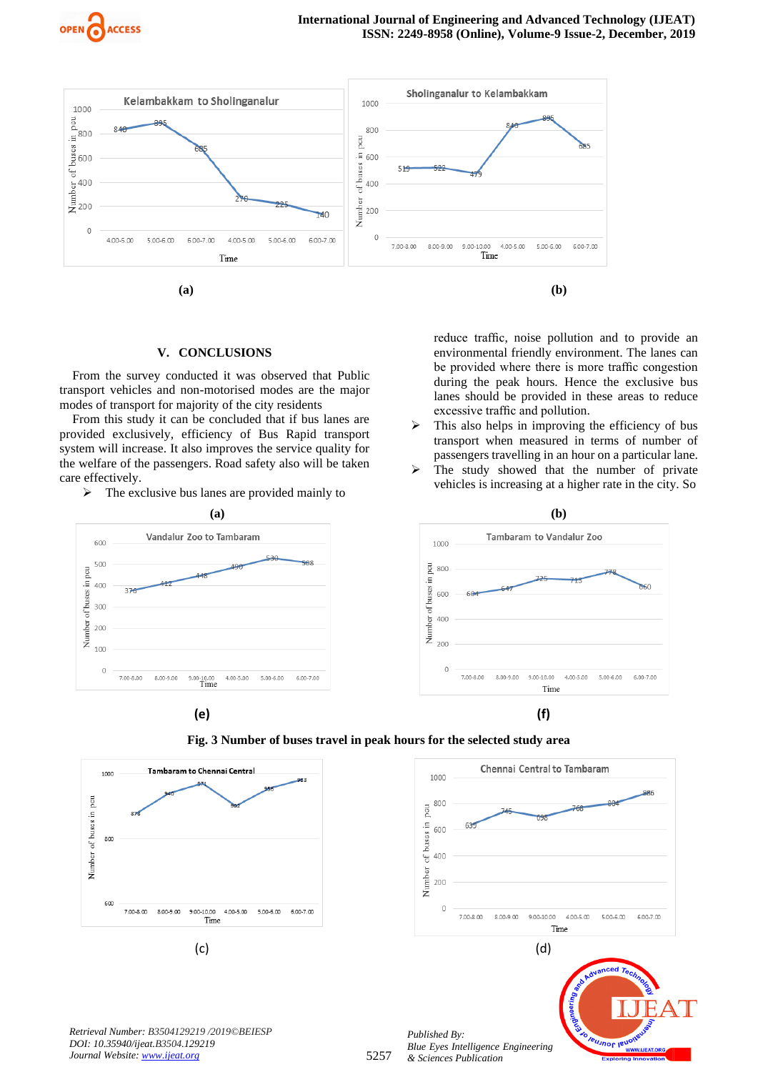(a)

(b)

## V. CONCLUSIONS

From the survey conducted it was observed that Public transport vehicles and non-motorised modes are the major modes of transport for majority of the city residents

From this study it can be concluded that if bus lanes are provided exclusively, efficiency of Bus Rapid transport system will increase. It also improves the service quality for the welfare of the passengers. Road safety also will be taken care effectively.

- The exclusive bus lanes are provided mainly to reduce traffic, noise pollution and to provide an environmental friendly environment. The lanes can be provided where there is more traffic congestion during the peak hours. Hence the exclusive bus lanes should be provided in these areas to reduce excessive traffic and pollution.
- This also helps in improving the efficiency of bus transport when measured in terms of number of passengers travelling in an hour on a particular lane.
- The study showed that the number of private vehicles is increasing at a higher rate in the city. So

(a)

(b)

(e)

(f)

**Fig. 3 Number of buses travel in peak hours for the selected study area**

(c)

(d)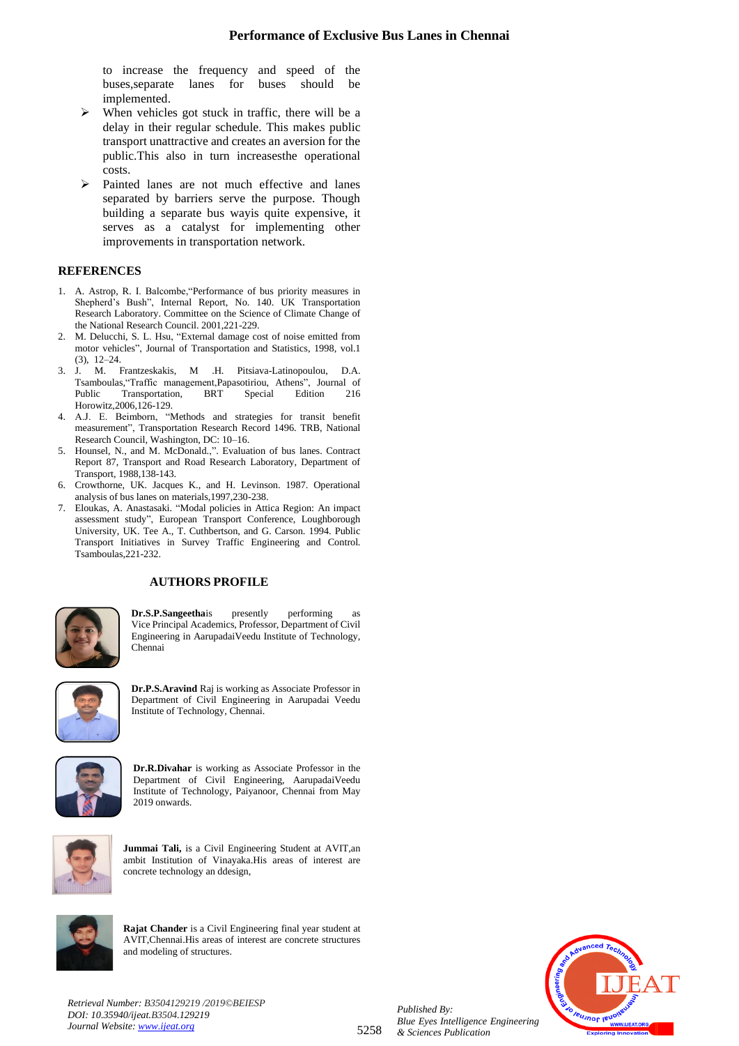to increase the frequency and speed of the buses,separate lanes for buses should be implemented.

- When vehicles got stuck in traffic, there will be a delay in their regular schedule. This makes public transport unattractive and creates an aversion for the public.This also in turn increasesthe operational costs.
- Painted lanes are not much effective and lanes separated by barriers serve the purpose. Though building a separate bus wayis quite expensive, it serves as a catalyst for implementing other improvements in transportation network.

## REFERENCES

1. A. Astrop, R. I. Balcombe,"Performance of bus priority measures in Shepherd's Bush", Internal Report, No. 140. UK Transportation Research Laboratory. Committee on the Science of Climate Change of the National Research Council. 2001,221-229.
2. M. Delucchi, S. L. Hsu, "External damage cost of noise emitted from motor vehicles", Journal of Transportation and Statistics, 1998, vol.1 (3), 12–24.
3. J. M. Frantzeskakis, M .H. Pitsiava-Latinopoulou, D.A. Tsamboulas,"Traffic management,Papasotiriou, Athens", Journal of Public Transportation, BRT Special Edition 216 Horowitz,2006,126-129.
4. A.J. E. Beimborn, "Methods and strategies for transit benefit measurement", Transportation Research Record 1496. TRB, National Research Council, Washington, DC: 10–16.
5. Hounsel, N., and M. McDonald.,". Evaluation of bus lanes. Contract Report 87, Transport and Road Research Laboratory, Department of Transport, 1988,138-143.
6. Crowthorne, UK. Jacques K., and H. Levinson. 1987. Operational analysis of bus lanes on materials,1997,230-238.
7. Eloukas, A. Anastasaki. "Modal policies in Attica Region: An impact assessment study", European Transport Conference, Loughborough University, UK. Tee A., T. Cuthbertson, and G. Carson. 1994. Public Transport Initiatives in Survey Traffic Engineering and Control. Tsamboulas,221-232.

## AUTHORS PROFILE

**Dr.S.P.Sangeetha**is presently performing as Vice Principal Academics, Professor, Department of Civil Engineering in AarupadaiVeedu Institute of Technology, Chennai

**Dr.P.S.Aravind** Raj is working as Associate Professor in Department of Civil Engineering in Aarupadai Veedu Institute of Technology, Chennai.

**Dr.R.Divahar** is working as Associate Professor in the Department of Civil Engineering, AarupadaiVeedu Institute of Technology, Paiyanoor, Chennai from May 2019 onwards.

**Jummai Tali,** is a Civil Engineering Student at AVIT,an ambit Institution of Vinayaka.His areas of interest are concrete technology an ddesign,

**Rajat Chander** is a Civil Engineering final year student at AVIT,Chennai.His areas of interest are concrete structures and modeling of structures.